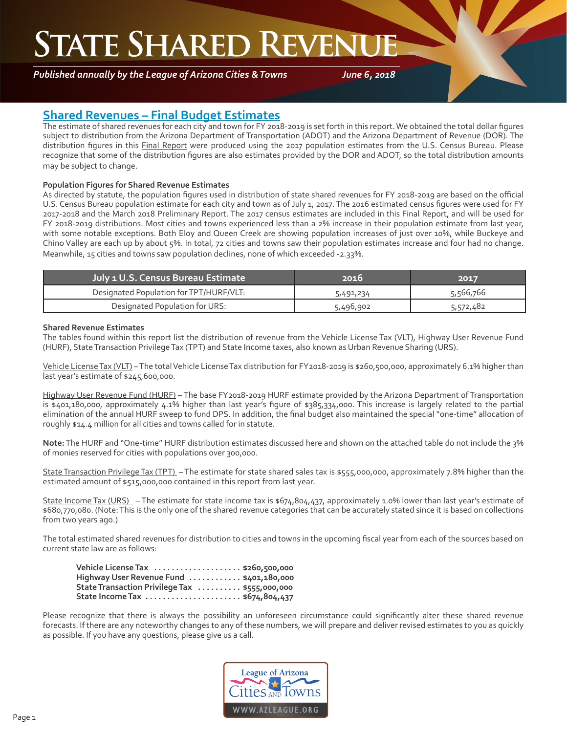# State Shared Revenue

*Published annually by the League of Arizona Cities & Towns* *June 6, 2018*

## Shared Revenues – Final Budget Estimates

The estimate of shared revenues for each city and town for FY 2018-2019 is set forth in this report. We obtained the total dollar figures subject to distribution from the Arizona Department of Transportation (ADOT) and the Arizona Department of Revenue (DOR). The distribution figures in this Final Report were produced using the 2017 population estimates from the U.S. Census Bureau. Please recognize that some of the distribution figures are also estimates provided by the DOR and ADOT, so the total distribution amounts may be subject to change.

**Population Figures for Shared Revenue Estimates**

As directed by statute, the population figures used in distribution of state shared revenues for FY 2018-2019 are based on the official U.S. Census Bureau population estimate for each city and town as of July 1, 2017. The 2016 estimated census figures were used for FY 2017-2018 and the March 2018 Preliminary Report. The 2017 census estimates are included in this Final Report, and will be used for FY 2018-2019 distributions. Most cities and towns experienced less than a 2% increase in their population estimate from last year, with some notable exceptions. Both Eloy and Queen Creek are showing population increases of just over 10%, while Buckeye and Chino Valley are each up by about 5%. In total, 72 cities and towns saw their population estimates increase and four had no change. Meanwhile, 15 cities and towns saw population declines, none of which exceeded -2.33%.

| July 1 U.S. Census Bureau Estimate | 2016 | 2017 |
|---|---|---|
| Designated Population for TPT/HURF/VLT: | 5,491,234 | 5,566,766 |
| Designated Population for URS: | 5,496,902 | 5,572,482 |

**Shared Revenue Estimates**

The tables found within this report list the distribution of revenue from the Vehicle License Tax (VLT), Highway User Revenue Fund (HURF), State Transaction Privilege Tax (TPT) and State Income taxes, also known as Urban Revenue Sharing (URS).

Vehicle License Tax (VLT) – The total Vehicle License Tax distribution for FY2018-2019 is $260,500,000, approximately 6.1% higher than last year's estimate of $245,600,000.

Highway User Revenue Fund (HURF) – The base FY2018-2019 HURF estimate provided by the Arizona Department of Transportation is $401,180,000, approximately 4.1% higher than last year's figure of $385,334,000. This increase is largely related to the partial elimination of the annual HURF sweep to fund DPS. In addition, the final budget also maintained the special "one-time" allocation of roughly $14.4 million for all cities and towns called for in statute.

**Note:** The HURF and "One-time" HURF distribution estimates discussed here and shown on the attached table do not include the 3% of monies reserved for cities with populations over 300,000.

State Transaction Privilege Tax (TPT) – The estimate for state shared sales tax is $555,000,000, approximately 7.8% higher than the estimated amount of $515,000,000 contained in this report from last year.

State Income Tax (URS) – The estimate for state income tax is $674,804,437, approximately 1.0% lower than last year's estimate of $680,770,080. (Note: This is the only one of the shared revenue categories that can be accurately stated since it is based on collections from two years ago.)

The total estimated shared revenues for distribution to cities and towns in the upcoming fiscal year from each of the sources based on current state law are as follows:

**Vehicle License Tax .................... $260,500,000**
**Highway User Revenue Fund ............ $401,180,000**
**State Transaction Privilege Tax .......... $555,000,000**
**State Income Tax ...................... $674,804,437**

Please recognize that there is always the possibility an unforeseen circumstance could significantly alter these shared revenue forecasts. If there are any noteworthy changes to any of these numbers, we will prepare and deliver revised estimates to you as quickly as possible. If you have any questions, please give us a call.

League of Arizona Cities AND Towns
WWW.AZLEAGUE.ORG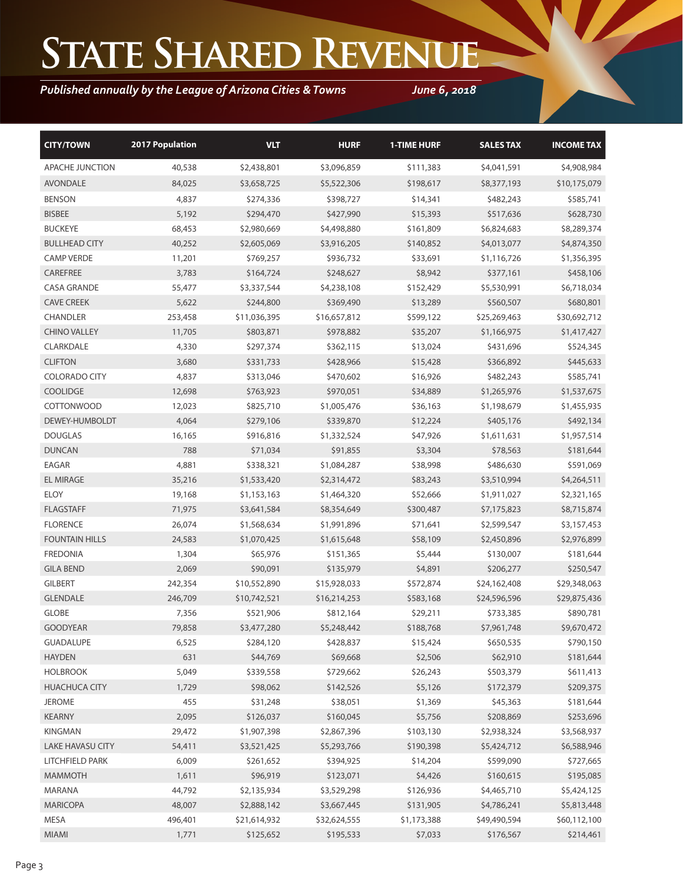# State Shared Revenue

*Published annually by the League of Arizona Cities & Towns* *June 6, 2018*

| CITY/TOWN | 2017 Population | VLT | HURF | 1-TIME HURF | SALES TAX | INCOME TAX |
|---|---|---|---|---|---|---|
| APACHE JUNCTION | 40,538 | $2,438,801 | $3,096,859 | $111,383 | $4,041,591 | $4,908,984 |
| AVONDALE | 84,025 | $3,658,725 | $5,522,306 | $198,617 | $8,377,193 | $10,175,079 |
| BENSON | 4,837 | $274,336 | $398,727 | $14,341 | $482,243 | $585,741 |
| BISBEE | 5,192 | $294,470 | $427,990 | $15,393 | $517,636 | $628,730 |
| BUCKEYE | 68,453 | $2,980,669 | $4,498,880 | $161,809 | $6,824,683 | $8,289,374 |
| BULLHEAD CITY | 40,252 | $2,605,069 | $3,916,205 | $140,852 | $4,013,077 | $4,874,350 |
| CAMP VERDE | 11,201 | $769,257 | $936,732 | $33,691 | $1,116,726 | $1,356,395 |
| CAREFREE | 3,783 | $164,724 | $248,627 | $8,942 | $377,161 | $458,106 |
| CASA GRANDE | 55,477 | $3,337,544 | $4,238,108 | $152,429 | $5,530,991 | $6,718,034 |
| CAVE CREEK | 5,622 | $244,800 | $369,490 | $13,289 | $560,507 | $680,801 |
| CHANDLER | 253,458 | $11,036,395 | $16,657,812 | $599,122 | $25,269,463 | $30,692,712 |
| CHINO VALLEY | 11,705 | $803,871 | $978,882 | $35,207 | $1,166,975 | $1,417,427 |
| CLARKDALE | 4,330 | $297,374 | $362,115 | $13,024 | $431,696 | $524,345 |
| CLIFTON | 3,680 | $331,733 | $428,966 | $15,428 | $366,892 | $445,633 |
| COLORADO CITY | 4,837 | $313,046 | $470,602 | $16,926 | $482,243 | $585,741 |
| COOLIDGE | 12,698 | $763,923 | $970,051 | $34,889 | $1,265,976 | $1,537,675 |
| COTTONWOOD | 12,023 | $825,710 | $1,005,476 | $36,163 | $1,198,679 | $1,455,935 |
| DEWEY-HUMBOLDT | 4,064 | $279,106 | $339,870 | $12,224 | $405,176 | $492,134 |
| DOUGLAS | 16,165 | $916,816 | $1,332,524 | $47,926 | $1,611,631 | $1,957,514 |
| DUNCAN | 788 | $71,034 | $91,855 | $3,304 | $78,563 | $181,644 |
| EAGAR | 4,881 | $338,321 | $1,084,287 | $38,998 | $486,630 | $591,069 |
| EL MIRAGE | 35,216 | $1,533,420 | $2,314,472 | $83,243 | $3,510,994 | $4,264,511 |
| ELOY | 19,168 | $1,153,163 | $1,464,320 | $52,666 | $1,911,027 | $2,321,165 |
| FLAGSTAFF | 71,975 | $3,641,584 | $8,354,649 | $300,487 | $7,175,823 | $8,715,874 |
| FLORENCE | 26,074 | $1,568,634 | $1,991,896 | $71,641 | $2,599,547 | $3,157,453 |
| FOUNTAIN HILLS | 24,583 | $1,070,425 | $1,615,648 | $58,109 | $2,450,896 | $2,976,899 |
| FREDONIA | 1,304 | $65,976 | $151,365 | $5,444 | $130,007 | $181,644 |
| GILA BEND | 2,069 | $90,091 | $135,979 | $4,891 | $206,277 | $250,547 |
| GILBERT | 242,354 | $10,552,890 | $15,928,033 | $572,874 | $24,162,408 | $29,348,063 |
| GLENDALE | 246,709 | $10,742,521 | $16,214,253 | $583,168 | $24,596,596 | $29,875,436 |
| GLOBE | 7,356 | $521,906 | $812,164 | $29,211 | $733,385 | $890,781 |
| GOODYEAR | 79,858 | $3,477,280 | $5,248,442 | $188,768 | $7,961,748 | $9,670,472 |
| GUADALUPE | 6,525 | $284,120 | $428,837 | $15,424 | $650,535 | $790,150 |
| HAYDEN | 631 | $44,769 | $69,668 | $2,506 | $62,910 | $181,644 |
| HOLBROOK | 5,049 | $339,558 | $729,662 | $26,243 | $503,379 | $611,413 |
| HUACHUCA CITY | 1,729 | $98,062 | $142,526 | $5,126 | $172,379 | $209,375 |
| JEROME | 455 | $31,248 | $38,051 | $1,369 | $45,363 | $181,644 |
| KEARNY | 2,095 | $126,037 | $160,045 | $5,756 | $208,869 | $253,696 |
| KINGMAN | 29,472 | $1,907,398 | $2,867,396 | $103,130 | $2,938,324 | $3,568,937 |
| LAKE HAVASU CITY | 54,411 | $3,521,425 | $5,293,766 | $190,398 | $5,424,712 | $6,588,946 |
| LITCHFIELD PARK | 6,009 | $261,652 | $394,925 | $14,204 | $599,090 | $727,665 |
| MAMMOTH | 1,611 | $96,919 | $123,071 | $4,426 | $160,615 | $195,085 |
| MARANA | 44,792 | $2,135,934 | $3,529,298 | $126,936 | $4,465,710 | $5,424,125 |
| MARICOPA | 48,007 | $2,888,142 | $3,667,445 | $131,905 | $4,786,241 | $5,813,448 |
| MESA | 496,401 | $21,614,932 | $32,624,555 | $1,173,388 | $49,490,594 | $60,112,100 |
| MIAMI | 1,771 | $125,652 | $195,533 | $7,033 | $176,567 | $214,461 |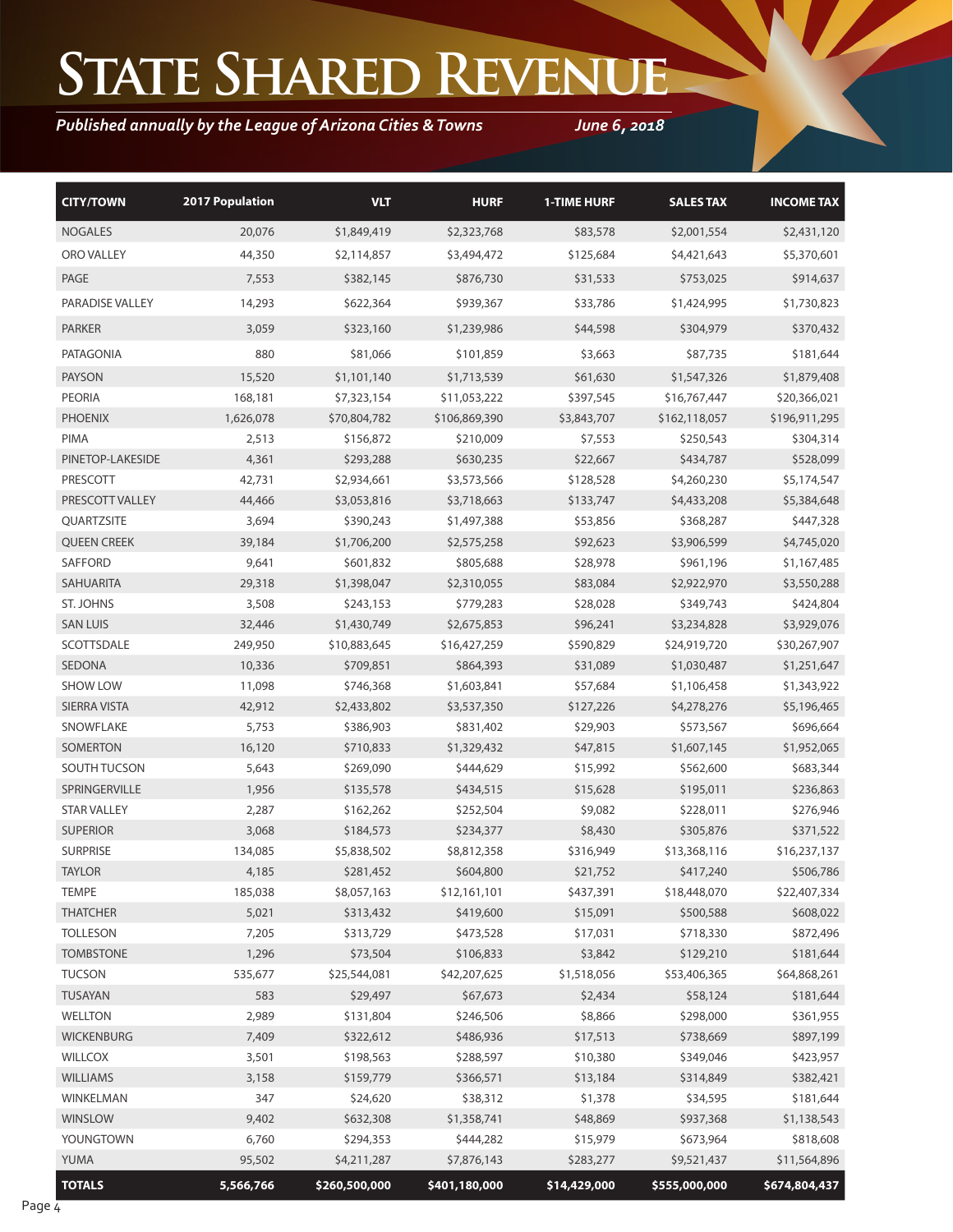# State Shared Revenue

*Published annually by the League of Arizona Cities & Towns* *June 6, 2018*

| CITY/TOWN | 2017 Population | VLT | HURF | 1-TIME HURF | SALES TAX | INCOME TAX |
|---|---|---|---|---|---|---|
| NOGALES | 20,076 | $1,849,419 | $2,323,768 | $83,578 | $2,001,554 | $2,431,120 |
| ORO VALLEY | 44,350 | $2,114,857 | $3,494,472 | $125,684 | $4,421,643 | $5,370,601 |
| PAGE | 7,553 | $382,145 | $876,730 | $31,533 | $753,025 | $914,637 |
| PARADISE VALLEY | 14,293 | $622,364 | $939,367 | $33,786 | $1,424,995 | $1,730,823 |
| PARKER | 3,059 | $323,160 | $1,239,986 | $44,598 | $304,979 | $370,432 |
| PATAGONIA | 880 | $81,066 | $101,859 | $3,663 | $87,735 | $181,644 |
| PAYSON | 15,520 | $1,101,140 | $1,713,539 | $61,630 | $1,547,326 | $1,879,408 |
| PEORIA | 168,181 | $7,323,154 | $11,053,222 | $397,545 | $16,767,447 | $20,366,021 |
| PHOENIX | 1,626,078 | $70,804,782 | $106,869,390 | $3,843,707 | $162,118,057 | $196,911,295 |
| PIMA | 2,513 | $156,872 | $210,009 | $7,553 | $250,543 | $304,314 |
| PINETOP-LAKESIDE | 4,361 | $293,288 | $630,235 | $22,667 | $434,787 | $528,099 |
| PRESCOTT | 42,731 | $2,934,661 | $3,573,566 | $128,528 | $4,260,230 | $5,174,547 |
| PRESCOTT VALLEY | 44,466 | $3,053,816 | $3,718,663 | $133,747 | $4,433,208 | $5,384,648 |
| QUARTZSITE | 3,694 | $390,243 | $1,497,388 | $53,856 | $368,287 | $447,328 |
| QUEEN CREEK | 39,184 | $1,706,200 | $2,575,258 | $92,623 | $3,906,599 | $4,745,020 |
| SAFFORD | 9,641 | $601,832 | $805,688 | $28,978 | $961,196 | $1,167,485 |
| SAHUARITA | 29,318 | $1,398,047 | $2,310,055 | $83,084 | $2,922,970 | $3,550,288 |
| ST. JOHNS | 3,508 | $243,153 | $779,283 | $28,028 | $349,743 | $424,804 |
| SAN LUIS | 32,446 | $1,430,749 | $2,675,853 | $96,241 | $3,234,828 | $3,929,076 |
| SCOTTSDALE | 249,950 | $10,883,645 | $16,427,259 | $590,829 | $24,919,720 | $30,267,907 |
| SEDONA | 10,336 | $709,851 | $864,393 | $31,089 | $1,030,487 | $1,251,647 |
| SHOW LOW | 11,098 | $746,368 | $1,603,841 | $57,684 | $1,106,458 | $1,343,922 |
| SIERRA VISTA | 42,912 | $2,433,802 | $3,537,350 | $127,226 | $4,278,276 | $5,196,465 |
| SNOWFLAKE | 5,753 | $386,903 | $831,402 | $29,903 | $573,567 | $696,664 |
| SOMERTON | 16,120 | $710,833 | $1,329,432 | $47,815 | $1,607,145 | $1,952,065 |
| SOUTH TUCSON | 5,643 | $269,090 | $444,629 | $15,992 | $562,600 | $683,344 |
| SPRINGERVILLE | 1,956 | $135,578 | $434,515 | $15,628 | $195,011 | $236,863 |
| STAR VALLEY | 2,287 | $162,262 | $252,504 | $9,082 | $228,011 | $276,946 |
| SUPERIOR | 3,068 | $184,573 | $234,377 | $8,430 | $305,876 | $371,522 |
| SURPRISE | 134,085 | $5,838,502 | $8,812,358 | $316,949 | $13,368,116 | $16,237,137 |
| TAYLOR | 4,185 | $281,452 | $604,800 | $21,752 | $417,240 | $506,786 |
| TEMPE | 185,038 | $8,057,163 | $12,161,101 | $437,391 | $18,448,070 | $22,407,334 |
| THATCHER | 5,021 | $313,432 | $419,600 | $15,091 | $500,588 | $608,022 |
| TOLLESON | 7,205 | $313,729 | $473,528 | $17,031 | $718,330 | $872,496 |
| TOMBSTONE | 1,296 | $73,504 | $106,833 | $3,842 | $129,210 | $181,644 |
| TUCSON | 535,677 | $25,544,081 | $42,207,625 | $1,518,056 | $53,406,365 | $64,868,261 |
| TUSAYAN | 583 | $29,497 | $67,673 | $2,434 | $58,124 | $181,644 |
| WELLTON | 2,989 | $131,804 | $246,506 | $8,866 | $298,000 | $361,955 |
| WICKENBURG | 7,409 | $322,612 | $486,936 | $17,513 | $738,669 | $897,199 |
| WILLCOX | 3,501 | $198,563 | $288,597 | $10,380 | $349,046 | $423,957 |
| WILLIAMS | 3,158 | $159,779 | $366,571 | $13,184 | $314,849 | $382,421 |
| WINKELMAN | 347 | $24,620 | $38,312 | $1,378 | $34,595 | $181,644 |
| WINSLOW | 9,402 | $632,308 | $1,358,741 | $48,869 | $937,368 | $1,138,543 |
| YOUNGTOWN | 6,760 | $294,353 | $444,282 | $15,979 | $673,964 | $818,608 |
| YUMA | 95,502 | $4,211,287 | $7,876,143 | $283,277 | $9,521,437 | $11,564,896 |
| **TOTALS** | **5,566,766** | **$260,500,000** | **$401,180,000** | **$14,429,000** | **$555,000,000** | **$674,804,437** |